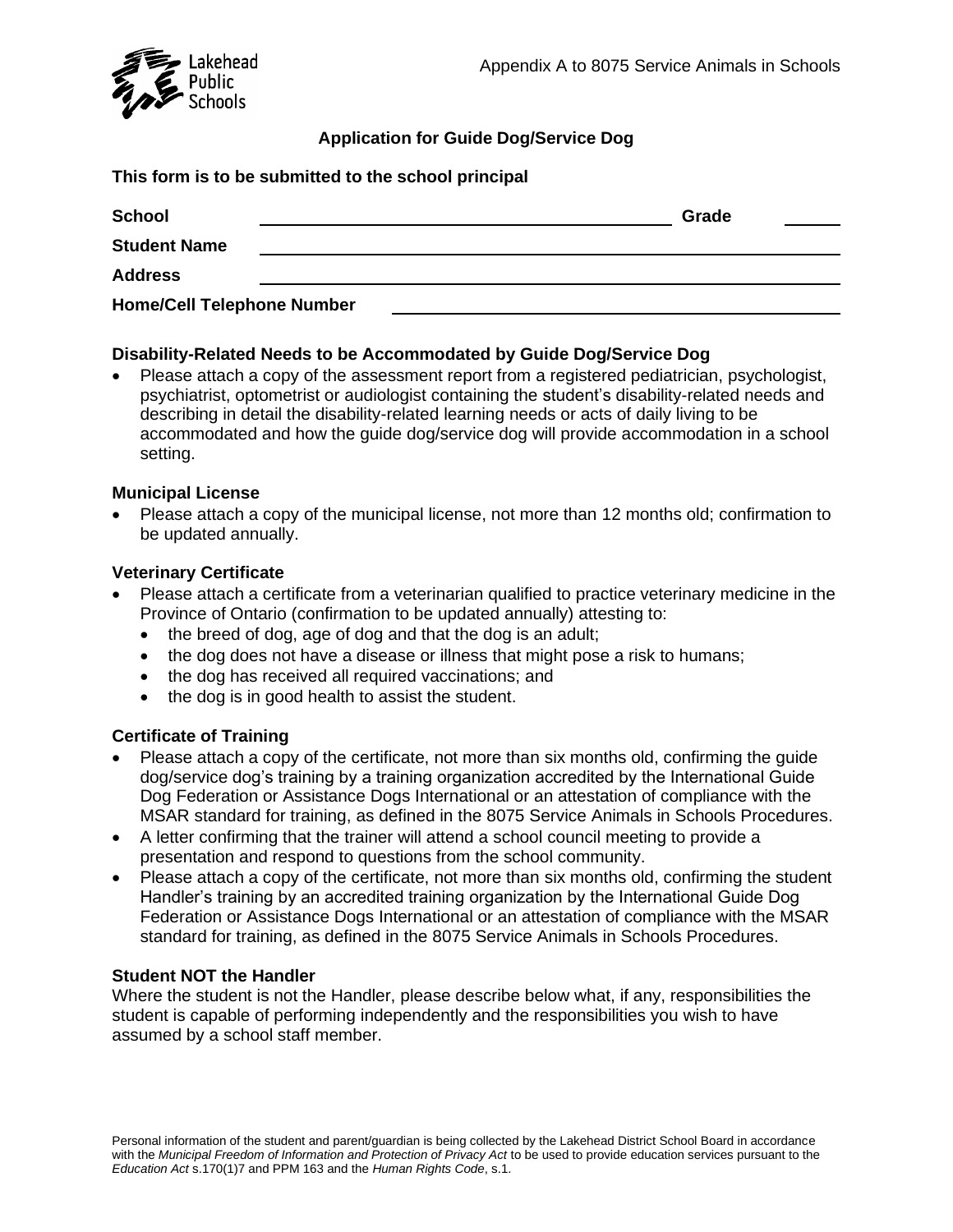Lakehead Public Schools

Appendix A to 8075 Service Animals in Schools

# Application for Guide Dog/Service Dog

**This form is to be submitted to the school principal**

**School** ______________________________ **Grade** ______

**Student Name** ______________________________

**Address** ______________________________

**Home/Cell Telephone Number** ______________________________

### Disability-Related Needs to be Accommodated by Guide Dog/Service Dog

- Please attach a copy of the assessment report from a registered pediatrician, psychologist, psychiatrist, optometrist or audiologist containing the student's disability-related needs and describing in detail the disability-related learning needs or acts of daily living to be accommodated and how the guide dog/service dog will provide accommodation in a school setting.

### Municipal License

- Please attach a copy of the municipal license, not more than 12 months old; confirmation to be updated annually.

### Veterinary Certificate

- Please attach a certificate from a veterinarian qualified to practice veterinary medicine in the Province of Ontario (confirmation to be updated annually) attesting to:
  - the breed of dog, age of dog and that the dog is an adult;
  - the dog does not have a disease or illness that might pose a risk to humans;
  - the dog has received all required vaccinations; and
  - the dog is in good health to assist the student.

### Certificate of Training

- Please attach a copy of the certificate, not more than six months old, confirming the guide dog/service dog's training by a training organization accredited by the International Guide Dog Federation or Assistance Dogs International or an attestation of compliance with the MSAR standard for training, as defined in the 8075 Service Animals in Schools Procedures.
- A letter confirming that the trainer will attend a school council meeting to provide a presentation and respond to questions from the school community.
- Please attach a copy of the certificate, not more than six months old, confirming the student Handler's training by an accredited training organization by the International Guide Dog Federation or Assistance Dogs International or an attestation of compliance with the MSAR standard for training, as defined in the 8075 Service Animals in Schools Procedures.

### Student NOT the Handler

Where the student is not the Handler, please describe below what, if any, responsibilities the student is capable of performing independently and the responsibilities you wish to have assumed by a school staff member.

Personal information of the student and parent/guardian is being collected by the Lakehead District School Board in accordance with the *Municipal Freedom of Information and Protection of Privacy Act* to be used to provide education services pursuant to the *Education Act* s.170(1)7 and PPM 163 and the *Human Rights Code*, s.1.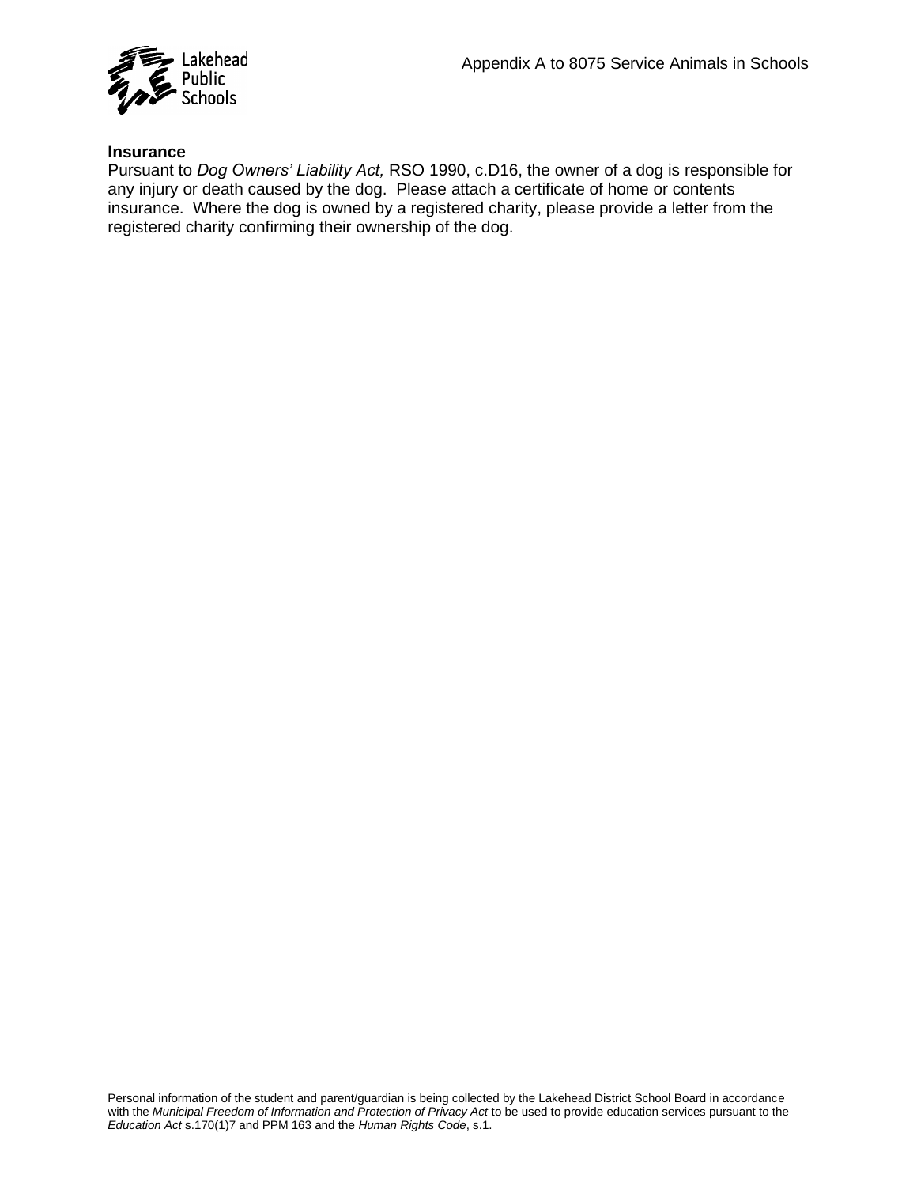**Insurance**
Pursuant to *Dog Owners' Liability Act,* RSO 1990, c.D16, the owner of a dog is responsible for any injury or death caused by the dog. Please attach a certificate of home or contents insurance. Where the dog is owned by a registered charity, please provide a letter from the registered charity confirming their ownership of the dog.

Personal information of the student and parent/guardian is being collected by the Lakehead District School Board in accordance with the *Municipal Freedom of Information and Protection of Privacy Act* to be used to provide education services pursuant to the *Education Act* s.170(1)7 and PPM 163 and the *Human Rights Code*, s.1.